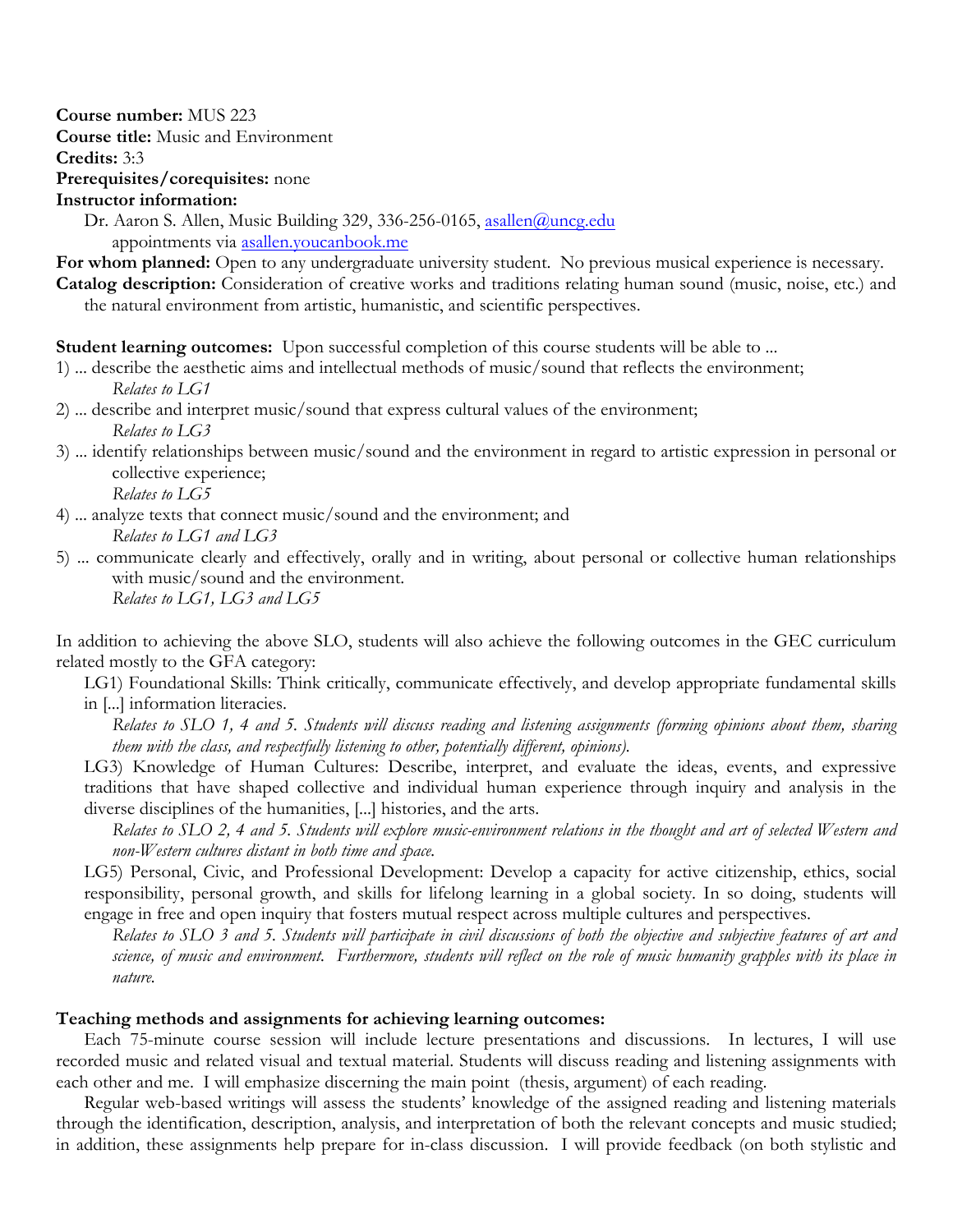**Course number:** MUS 223
**Course title:** Music and Environment
**Credits:** 3:3
**Prerequisites/corequisites:** none
**Instructor information:**
Dr. Aaron S. Allen, Music Building 329, 336-256-0165, asallen@uncg.edu
appointments via asallen.youcanbook.me
**For whom planned:** Open to any undergraduate university student. No previous musical experience is necessary.
**Catalog description:** Consideration of creative works and traditions relating human sound (music, noise, etc.) and the natural environment from artistic, humanistic, and scientific perspectives.

**Student learning outcomes:** Upon successful completion of this course students will be able to ...

1) ... describe the aesthetic aims and intellectual methods of music/sound that reflects the environment;
   *Relates to LG1*
2) ... describe and interpret music/sound that express cultural values of the environment;
   *Relates to LG3*
3) ... identify relationships between music/sound and the environment in regard to artistic expression in personal or collective experience;
   *Relates to LG5*
4) ... analyze texts that connect music/sound and the environment; and
   *Relates to LG1 and LG3*
5) ... communicate clearly and effectively, orally and in writing, about personal or collective human relationships with music/sound and the environment.
   *Relates to LG1, LG3 and LG5*

In addition to achieving the above SLO, students will also achieve the following outcomes in the GEC curriculum related mostly to the GFA category:

LG1) Foundational Skills: Think critically, communicate effectively, and develop appropriate fundamental skills in [...] information literacies.
*Relates to SLO 1, 4 and 5. Students will discuss reading and listening assignments (forming opinions about them, sharing them with the class, and respectfully listening to other, potentially different, opinions).*

LG3) Knowledge of Human Cultures: Describe, interpret, and evaluate the ideas, events, and expressive traditions that have shaped collective and individual human experience through inquiry and analysis in the diverse disciplines of the humanities, [...] histories, and the arts.
*Relates to SLO 2, 4 and 5. Students will explore music-environment relations in the thought and art of selected Western and non-Western cultures distant in both time and space.*

LG5) Personal, Civic, and Professional Development: Develop a capacity for active citizenship, ethics, social responsibility, personal growth, and skills for lifelong learning in a global society. In so doing, students will engage in free and open inquiry that fosters mutual respect across multiple cultures and perspectives.
*Relates to SLO 3 and 5. Students will participate in civil discussions of both the objective and subjective features of art and science, of music and environment. Furthermore, students will reflect on the role of music humanity grapples with its place in nature.*

**Teaching methods and assignments for achieving learning outcomes:**

Each 75-minute course session will include lecture presentations and discussions. In lectures, I will use recorded music and related visual and textual material. Students will discuss reading and listening assignments with each other and me. I will emphasize discerning the main point (thesis, argument) of each reading.

Regular web-based writings will assess the students' knowledge of the assigned reading and listening materials through the identification, description, analysis, and interpretation of both the relevant concepts and music studied; in addition, these assignments help prepare for in-class discussion. I will provide feedback (on both stylistic and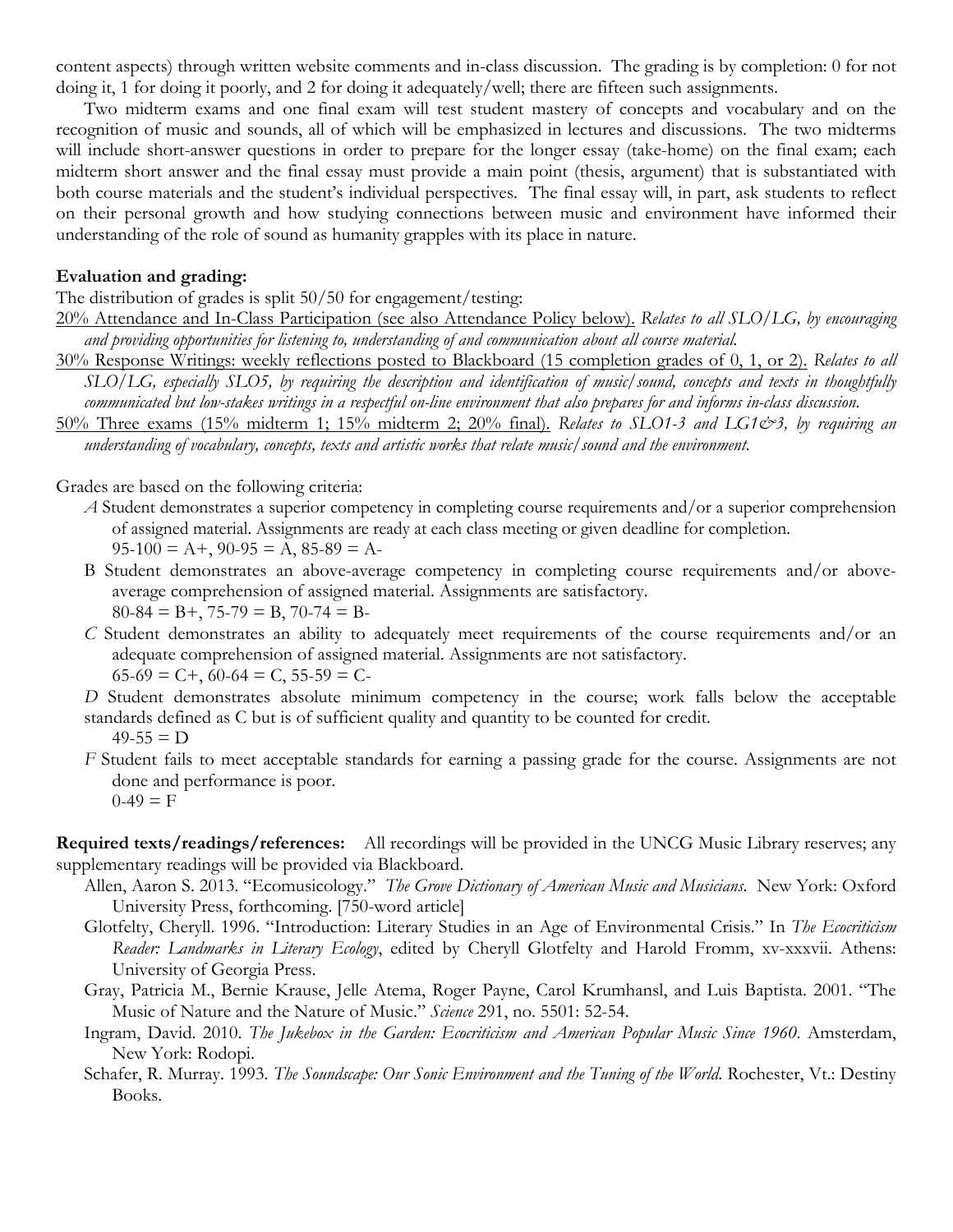content aspects) through written website comments and in-class discussion. The grading is by completion: 0 for not doing it, 1 for doing it poorly, and 2 for doing it adequately/well; there are fifteen such assignments.

Two midterm exams and one final exam will test student mastery of concepts and vocabulary and on the recognition of music and sounds, all of which will be emphasized in lectures and discussions. The two midterms will include short-answer questions in order to prepare for the longer essay (take-home) on the final exam; each midterm short answer and the final essay must provide a main point (thesis, argument) that is substantiated with both course materials and the student's individual perspectives. The final essay will, in part, ask students to reflect on their personal growth and how studying connections between music and environment have informed their understanding of the role of sound as humanity grapples with its place in nature.

**Evaluation and grading:**

The distribution of grades is split 50/50 for engagement/testing:

20% Attendance and In-Class Participation (see also Attendance Policy below). *Relates to all SLO/LG, by encouraging and providing opportunities for listening to, understanding of and communication about all course material.*

30% Response Writings: weekly reflections posted to Blackboard (15 completion grades of 0, 1, or 2). *Relates to all SLO/LG, especially SLO5, by requiring the description and identification of music/sound, concepts and texts in thoughtfully communicated but low-stakes writings in a respectful on-line environment that also prepares for and informs in-class discussion.*

50% Three exams (15% midterm 1; 15% midterm 2; 20% final). *Relates to SLO1-3 and LG1&3, by requiring an understanding of vocabulary, concepts, texts and artistic works that relate music/sound and the environment.*

Grades are based on the following criteria:

*A* Student demonstrates a superior competency in completing course requirements and/or a superior comprehension of assigned material. Assignments are ready at each class meeting or given deadline for completion.
95-100 = A+, 90-95 = A, 85-89 = A-

B Student demonstrates an above-average competency in completing course requirements and/or above-average comprehension of assigned material. Assignments are satisfactory.
80-84 = B+, 75-79 = B, 70-74 = B-

*C* Student demonstrates an ability to adequately meet requirements of the course requirements and/or an adequate comprehension of assigned material. Assignments are not satisfactory.
65-69 = C+, 60-64 = C, 55-59 = C-

*D* Student demonstrates absolute minimum competency in the course; work falls below the acceptable standards defined as C but is of sufficient quality and quantity to be counted for credit.
49-55 = D

*F* Student fails to meet acceptable standards for earning a passing grade for the course. Assignments are not done and performance is poor.
0-49 = F

**Required texts/readings/references:** All recordings will be provided in the UNCG Music Library reserves; any supplementary readings will be provided via Blackboard.

Allen, Aaron S. 2013. "Ecomusicology." *The Grove Dictionary of American Music and Musicians.* New York: Oxford University Press, forthcoming. [750-word article]

Glotfelty, Cheryll. 1996. "Introduction: Literary Studies in an Age of Environmental Crisis." In *The Ecocriticism Reader: Landmarks in Literary Ecology*, edited by Cheryll Glotfelty and Harold Fromm, xv-xxxvii. Athens: University of Georgia Press.

Gray, Patricia M., Bernie Krause, Jelle Atema, Roger Payne, Carol Krumhansl, and Luis Baptista. 2001. "The Music of Nature and the Nature of Music." *Science* 291, no. 5501: 52-54.

Ingram, David. 2010. *The Jukebox in the Garden: Ecocriticism and American Popular Music Since 1960.* Amsterdam, New York: Rodopi.

Schafer, R. Murray. 1993. *The Soundscape: Our Sonic Environment and the Tuning of the World.* Rochester, Vt.: Destiny Books.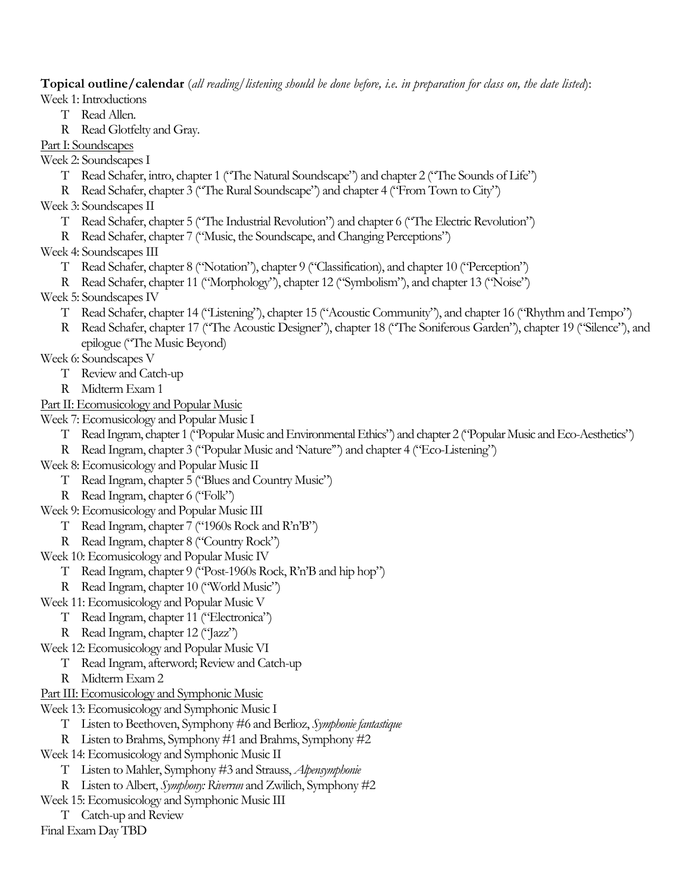**Topical outline/calendar** (*all reading/listening should be done before, i.e. in preparation for class on, the date listed*):

Week 1: Introductions

- T Read Allen.
- R Read Glotfelty and Gray.

<u>Part I: Soundscapes</u>

Week 2: Soundscapes I

- T Read Schafer, intro, chapter 1 ("The Natural Soundscape") and chapter 2 ("The Sounds of Life")
- R Read Schafer, chapter 3 ("The Rural Soundscape") and chapter 4 ("From Town to City")

Week 3: Soundscapes II

- T Read Schafer, chapter 5 ("The Industrial Revolution") and chapter 6 ("The Electric Revolution")
- R Read Schafer, chapter 7 ("Music, the Soundscape, and Changing Perceptions")

Week 4: Soundscapes III

- T Read Schafer, chapter 8 ("Notation"), chapter 9 ("Classification), and chapter 10 ("Perception")
- R Read Schafer, chapter 11 ("Morphology"), chapter 12 ("Symbolism"), and chapter 13 ("Noise")

Week 5: Soundscapes IV

- T Read Schafer, chapter 14 ("Listening"), chapter 15 ("Acoustic Community"), and chapter 16 ("Rhythm and Tempo")
- R Read Schafer, chapter 17 ("The Acoustic Designer"), chapter 18 ("The Soniferous Garden"), chapter 19 ("Silence"), and epilogue ("The Music Beyond)

Week 6: Soundscapes V

- T Review and Catch-up
- R Midterm Exam 1

<u>Part II: Ecomusicology and Popular Music</u>

Week 7: Ecomusicology and Popular Music I

- T Read Ingram, chapter 1 ("Popular Music and Environmental Ethics") and chapter 2 ("Popular Music and Eco-Aesthetics")
- R Read Ingram, chapter 3 ("Popular Music and 'Nature'") and chapter 4 ("Eco-Listening")

Week 8: Ecomusicology and Popular Music II

- T Read Ingram, chapter 5 ("Blues and Country Music")
- R Read Ingram, chapter 6 ("Folk")

Week 9: Ecomusicology and Popular Music III

- T Read Ingram, chapter 7 ("1960s Rock and R'n'B")
- R Read Ingram, chapter 8 ("Country Rock")

Week 10: Ecomusicology and Popular Music IV

- T Read Ingram, chapter 9 ("Post-1960s Rock, R'n'B and hip hop")
- R Read Ingram, chapter 10 ("World Music")

Week 11: Ecomusicology and Popular Music V

- T Read Ingram, chapter 11 ("Electronica")
- R Read Ingram, chapter 12 ("Jazz")

Week 12: Ecomusicology and Popular Music VI

- T Read Ingram, afterword; Review and Catch-up
- R Midterm Exam 2

<u>Part III: Ecomusicology and Symphonic Music</u>

Week 13: Ecomusicology and Symphonic Music I

- T Listen to Beethoven, Symphony #6 and Berlioz, *Symphonie fantastique*
- R Listen to Brahms, Symphony #1 and Brahms, Symphony #2

Week 14: Ecomusicology and Symphonic Music II

- T Listen to Mahler, Symphony #3 and Strauss, *Alpensymphonie*
- R Listen to Albert, *Symphony: Riverrun* and Zwilich, Symphony #2

Week 15: Ecomusicology and Symphonic Music III

- T Catch-up and Review

Final Exam Day TBD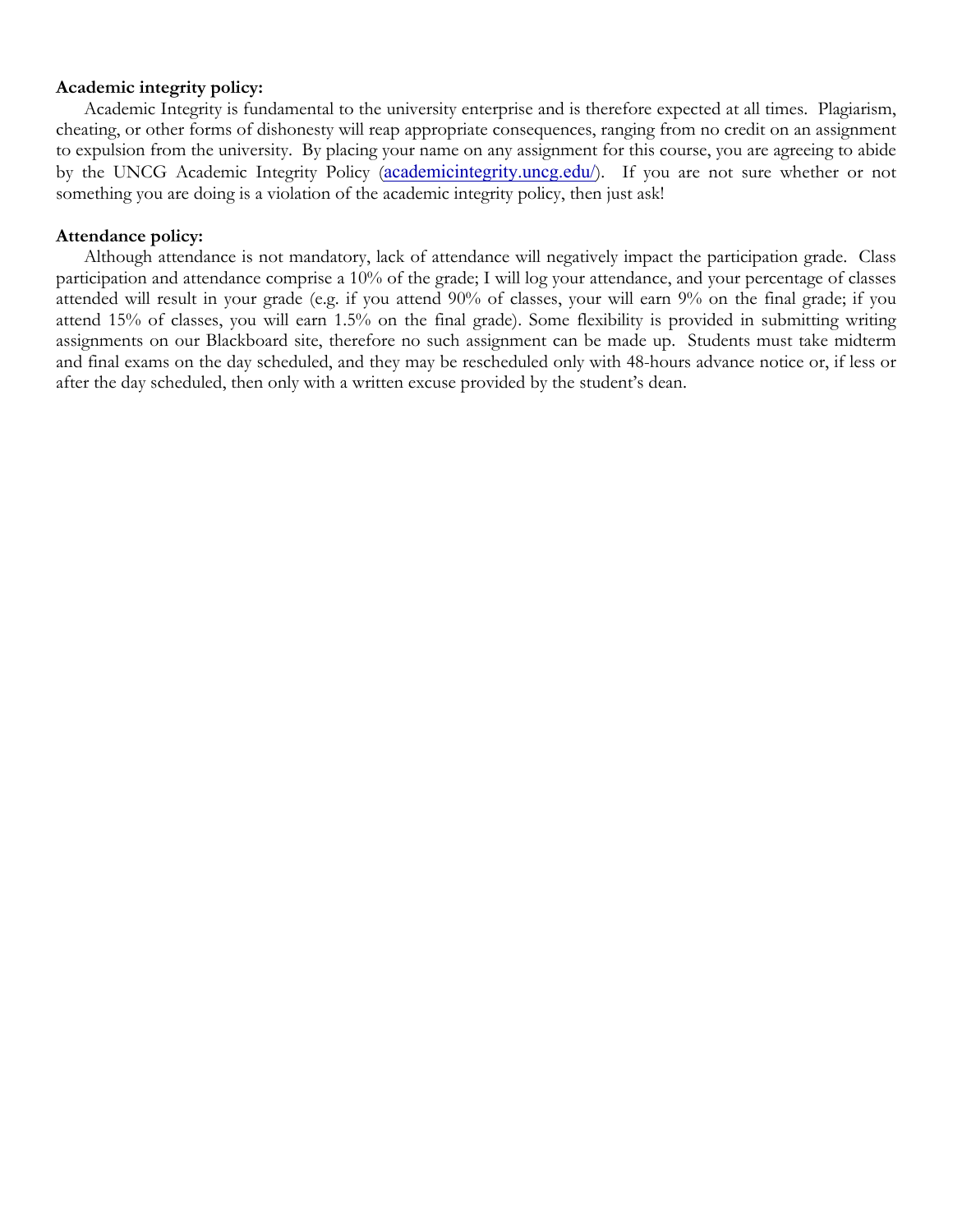**Academic integrity policy:**

Academic Integrity is fundamental to the university enterprise and is therefore expected at all times. Plagiarism, cheating, or other forms of dishonesty will reap appropriate consequences, ranging from no credit on an assignment to expulsion from the university. By placing your name on any assignment for this course, you are agreeing to abide by the UNCG Academic Integrity Policy (academicintegrity.uncg.edu/). If you are not sure whether or not something you are doing is a violation of the academic integrity policy, then just ask!

**Attendance policy:**

Although attendance is not mandatory, lack of attendance will negatively impact the participation grade. Class participation and attendance comprise a 10% of the grade; I will log your attendance, and your percentage of classes attended will result in your grade (e.g. if you attend 90% of classes, your will earn 9% on the final grade; if you attend 15% of classes, you will earn 1.5% on the final grade). Some flexibility is provided in submitting writing assignments on our Blackboard site, therefore no such assignment can be made up. Students must take midterm and final exams on the day scheduled, and they may be rescheduled only with 48-hours advance notice or, if less or after the day scheduled, then only with a written excuse provided by the student's dean.